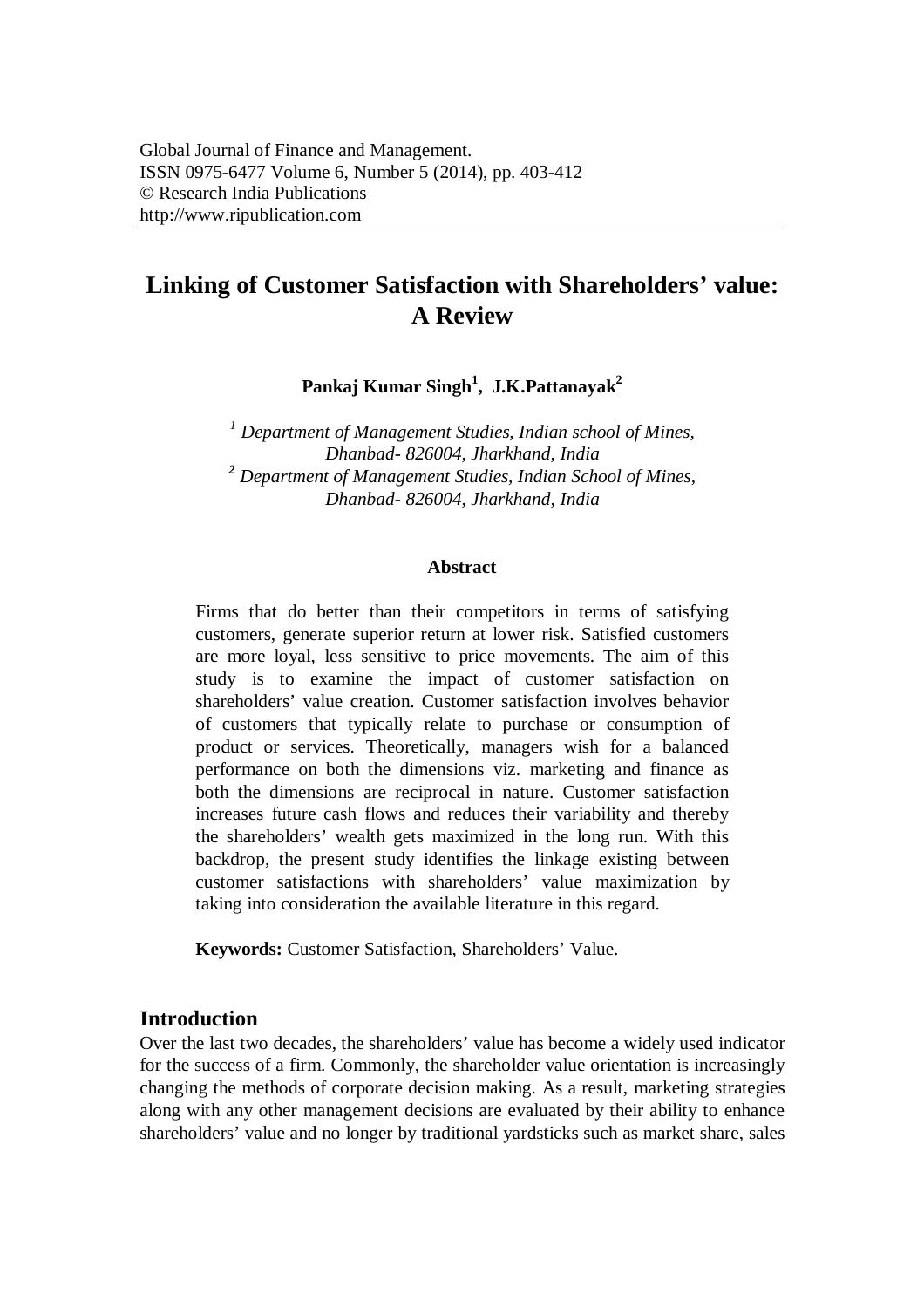Global Journal of Finance and Management.
ISSN 0975-6477 Volume 6, Number 5 (2014), pp. 403-412
© Research India Publications
http://www.ripublication.com

# Linking of Customer Satisfaction with Shareholders' value: A Review

**Pankaj Kumar Singh[1], J.K.Pattanayak[2]**

*[1] Department of Management Studies, Indian school of Mines, Dhanbad- 826004, Jharkhand, India*
*[2] Department of Management Studies, Indian School of Mines, Dhanbad- 826004, Jharkhand, India*

### Abstract

Firms that do better than their competitors in terms of satisfying customers, generate superior return at lower risk. Satisfied customers are more loyal, less sensitive to price movements. The aim of this study is to examine the impact of customer satisfaction on shareholders' value creation. Customer satisfaction involves behavior of customers that typically relate to purchase or consumption of product or services. Theoretically, managers wish for a balanced performance on both the dimensions viz. marketing and finance as both the dimensions are reciprocal in nature. Customer satisfaction increases future cash flows and reduces their variability and thereby the shareholders' wealth gets maximized in the long run. With this backdrop, the present study identifies the linkage existing between customer satisfactions with shareholders' value maximization by taking into consideration the available literature in this regard.

**Keywords:** Customer Satisfaction, Shareholders' Value.

## Introduction

Over the last two decades, the shareholders' value has become a widely used indicator for the success of a firm. Commonly, the shareholder value orientation is increasingly changing the methods of corporate decision making. As a result, marketing strategies along with any other management decisions are evaluated by their ability to enhance shareholders' value and no longer by traditional yardsticks such as market share, sales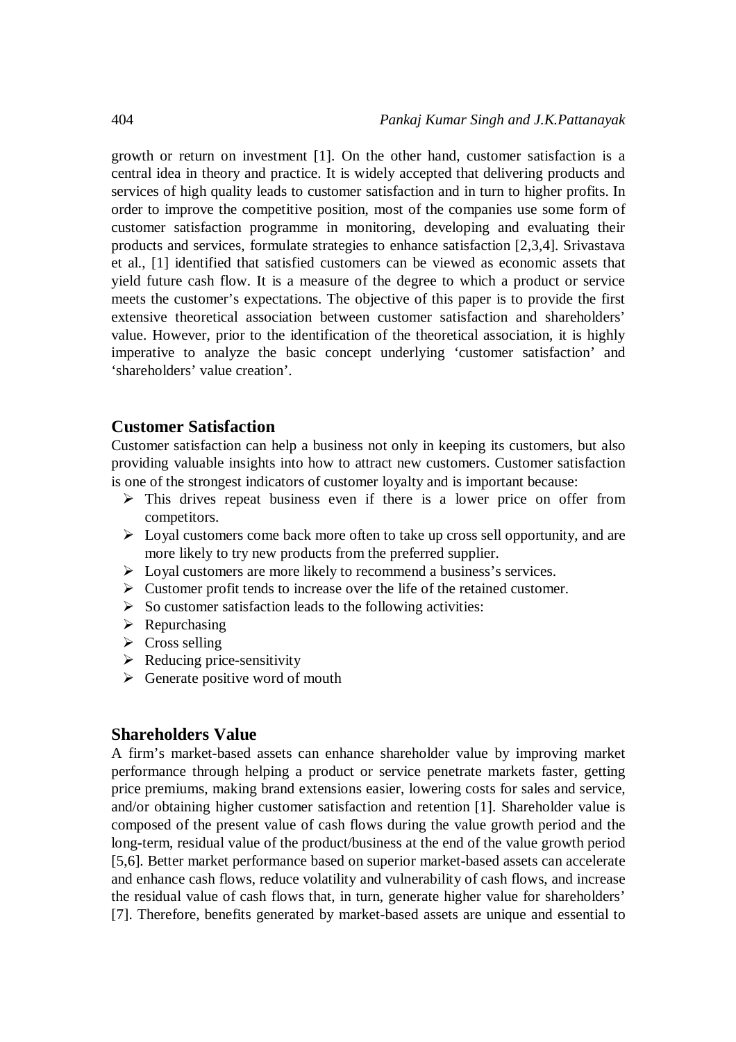growth or return on investment [1]. On the other hand, customer satisfaction is a central idea in theory and practice. It is widely accepted that delivering products and services of high quality leads to customer satisfaction and in turn to higher profits. In order to improve the competitive position, most of the companies use some form of customer satisfaction programme in monitoring, developing and evaluating their products and services, formulate strategies to enhance satisfaction [2,3,4]. Srivastava et al., [1] identified that satisfied customers can be viewed as economic assets that yield future cash flow. It is a measure of the degree to which a product or service meets the customer's expectations. The objective of this paper is to provide the first extensive theoretical association between customer satisfaction and shareholders' value. However, prior to the identification of the theoretical association, it is highly imperative to analyze the basic concept underlying 'customer satisfaction' and 'shareholders' value creation'.

## Customer Satisfaction

Customer satisfaction can help a business not only in keeping its customers, but also providing valuable insights into how to attract new customers. Customer satisfaction is one of the strongest indicators of customer loyalty and is important because:

- This drives repeat business even if there is a lower price on offer from competitors.
- Loyal customers come back more often to take up cross sell opportunity, and are more likely to try new products from the preferred supplier.
- Loyal customers are more likely to recommend a business's services.
- Customer profit tends to increase over the life of the retained customer.
- So customer satisfaction leads to the following activities:
- Repurchasing
- Cross selling
- Reducing price-sensitivity
- Generate positive word of mouth

## Shareholders Value

A firm's market-based assets can enhance shareholder value by improving market performance through helping a product or service penetrate markets faster, getting price premiums, making brand extensions easier, lowering costs for sales and service, and/or obtaining higher customer satisfaction and retention [1]. Shareholder value is composed of the present value of cash flows during the value growth period and the long-term, residual value of the product/business at the end of the value growth period [5,6]. Better market performance based on superior market-based assets can accelerate and enhance cash flows, reduce volatility and vulnerability of cash flows, and increase the residual value of cash flows that, in turn, generate higher value for shareholders' [7]. Therefore, benefits generated by market-based assets are unique and essential to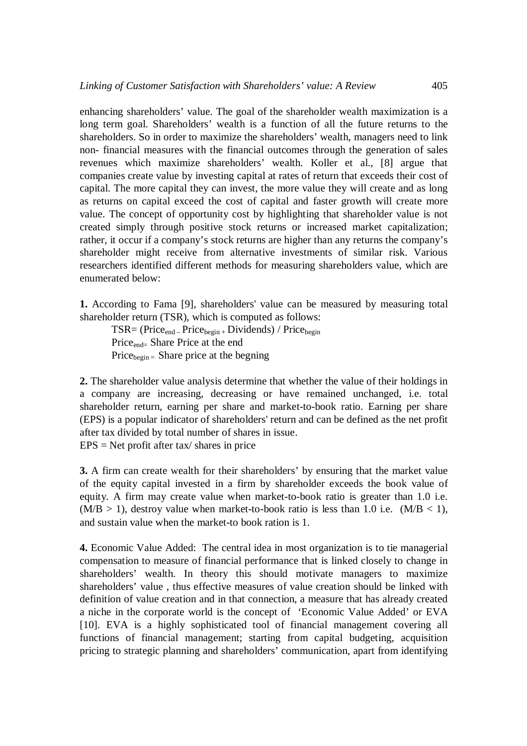enhancing shareholders' value. The goal of the shareholder wealth maximization is a long term goal. Shareholders' wealth is a function of all the future returns to the shareholders. So in order to maximize the shareholders' wealth, managers need to link non- financial measures with the financial outcomes through the generation of sales revenues which maximize shareholders' wealth. Koller et al., [8] argue that companies create value by investing capital at rates of return that exceeds their cost of capital. The more capital they can invest, the more value they will create and as long as returns on capital exceed the cost of capital and faster growth will create more value. The concept of opportunity cost by highlighting that shareholder value is not created simply through positive stock returns or increased market capitalization; rather, it occur if a company's stock returns are higher than any returns the company's shareholder might receive from alternative investments of similar risk. Various researchers identified different methods for measuring shareholders value, which are enumerated below:

**1.** According to Fama [9], shareholders' value can be measured by measuring total shareholder return (TSR), which is computed as follows:

$TSR = (Price_{end} - Price_{begin} + Dividends) / Price_{begin}$

$Price_{end} =$ Share Price at the end

$Price_{begin} =$ Share price at the begning

**2.** The shareholder value analysis determine that whether the value of their holdings in a company are increasing, decreasing or have remained unchanged, i.e. total shareholder return, earning per share and market-to-book ratio. Earning per share (EPS) is a popular indicator of shareholders' return and can be defined as the net profit after tax divided by total number of shares in issue.

EPS = Net profit after tax/ shares in price

**3.** A firm can create wealth for their shareholders' by ensuring that the market value of the equity capital invested in a firm by shareholder exceeds the book value of equity. A firm may create value when market-to-book ratio is greater than 1.0 i.e. $(M/B > 1)$, destroy value when market-to-book ratio is less than 1.0 i.e. $(M/B < 1)$, and sustain value when the market-to book ration is 1.

**4.** Economic Value Added: The central idea in most organization is to tie managerial compensation to measure of financial performance that is linked closely to change in shareholders' wealth. In theory this should motivate managers to maximize shareholders' value , thus effective measures of value creation should be linked with definition of value creation and in that connection, a measure that has already created a niche in the corporate world is the concept of 'Economic Value Added' or EVA [10]. EVA is a highly sophisticated tool of financial management covering all functions of financial management; starting from capital budgeting, acquisition pricing to strategic planning and shareholders' communication, apart from identifying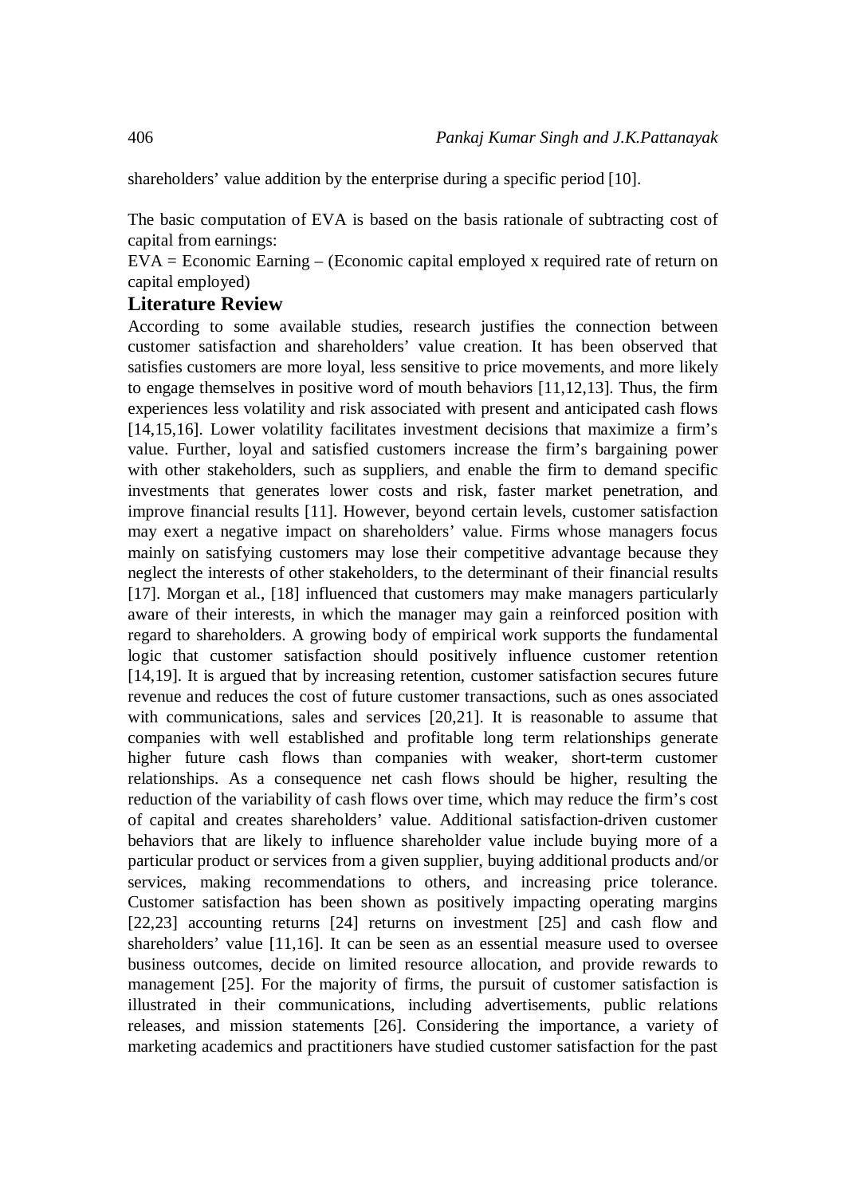shareholders' value addition by the enterprise during a specific period [10].

The basic computation of EVA is based on the basis rationale of subtracting cost of capital from earnings:

EVA = Economic Earning – (Economic capital employed x required rate of return on capital employed)

## Literature Review

According to some available studies, research justifies the connection between customer satisfaction and shareholders' value creation. It has been observed that satisfies customers are more loyal, less sensitive to price movements, and more likely to engage themselves in positive word of mouth behaviors [11,12,13]. Thus, the firm experiences less volatility and risk associated with present and anticipated cash flows [14,15,16]. Lower volatility facilitates investment decisions that maximize a firm's value. Further, loyal and satisfied customers increase the firm's bargaining power with other stakeholders, such as suppliers, and enable the firm to demand specific investments that generates lower costs and risk, faster market penetration, and improve financial results [11]. However, beyond certain levels, customer satisfaction may exert a negative impact on shareholders' value. Firms whose managers focus mainly on satisfying customers may lose their competitive advantage because they neglect the interests of other stakeholders, to the determinant of their financial results [17]. Morgan et al., [18] influenced that customers may make managers particularly aware of their interests, in which the manager may gain a reinforced position with regard to shareholders. A growing body of empirical work supports the fundamental logic that customer satisfaction should positively influence customer retention [14,19]. It is argued that by increasing retention, customer satisfaction secures future revenue and reduces the cost of future customer transactions, such as ones associated with communications, sales and services [20,21]. It is reasonable to assume that companies with well established and profitable long term relationships generate higher future cash flows than companies with weaker, short-term customer relationships. As a consequence net cash flows should be higher, resulting the reduction of the variability of cash flows over time, which may reduce the firm's cost of capital and creates shareholders' value. Additional satisfaction-driven customer behaviors that are likely to influence shareholder value include buying more of a particular product or services from a given supplier, buying additional products and/or services, making recommendations to others, and increasing price tolerance. Customer satisfaction has been shown as positively impacting operating margins [22,23] accounting returns [24] returns on investment [25] and cash flow and shareholders' value [11,16]. It can be seen as an essential measure used to oversee business outcomes, decide on limited resource allocation, and provide rewards to management [25]. For the majority of firms, the pursuit of customer satisfaction is illustrated in their communications, including advertisements, public relations releases, and mission statements [26]. Considering the importance, a variety of marketing academics and practitioners have studied customer satisfaction for the past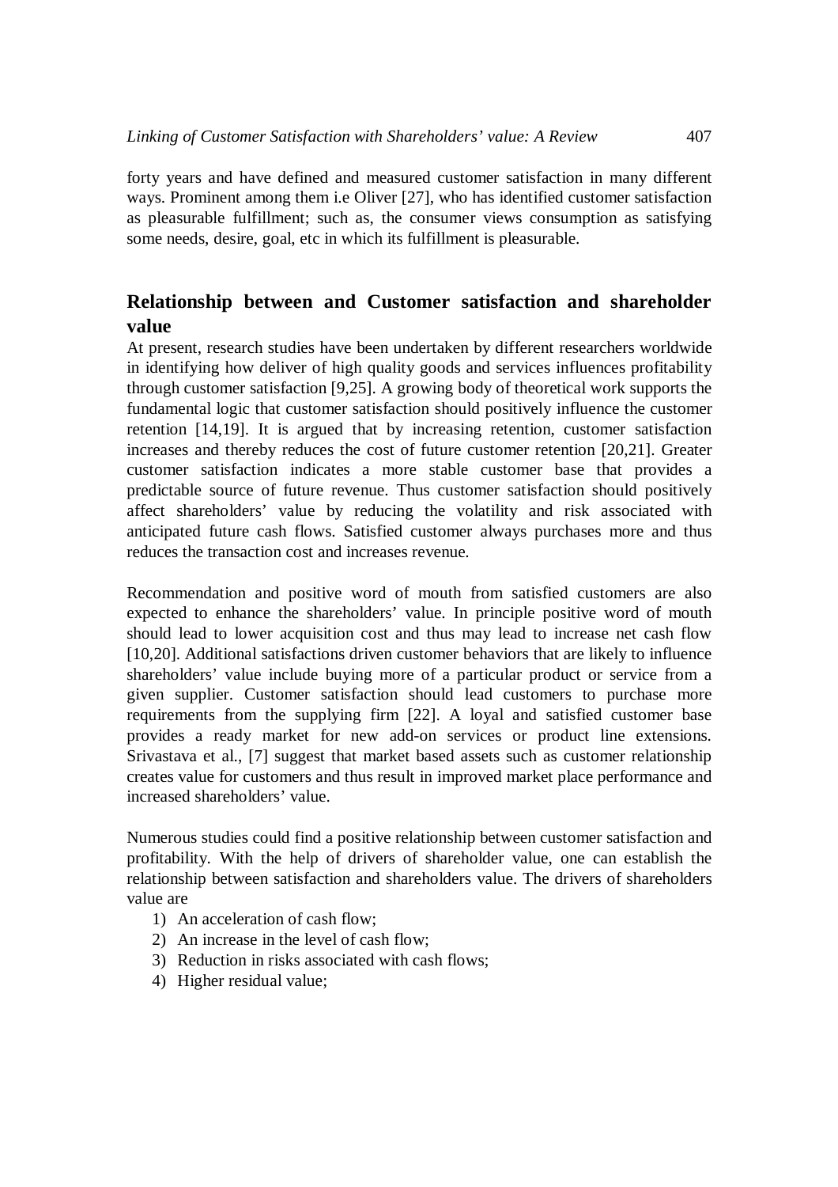forty years and have defined and measured customer satisfaction in many different ways. Prominent among them i.e Oliver [27], who has identified customer satisfaction as pleasurable fulfillment; such as, the consumer views consumption as satisfying some needs, desire, goal, etc in which its fulfillment is pleasurable.

## Relationship between and Customer satisfaction and shareholder value

At present, research studies have been undertaken by different researchers worldwide in identifying how deliver of high quality goods and services influences profitability through customer satisfaction [9,25]. A growing body of theoretical work supports the fundamental logic that customer satisfaction should positively influence the customer retention [14,19]. It is argued that by increasing retention, customer satisfaction increases and thereby reduces the cost of future customer retention [20,21]. Greater customer satisfaction indicates a more stable customer base that provides a predictable source of future revenue. Thus customer satisfaction should positively affect shareholders' value by reducing the volatility and risk associated with anticipated future cash flows. Satisfied customer always purchases more and thus reduces the transaction cost and increases revenue.

Recommendation and positive word of mouth from satisfied customers are also expected to enhance the shareholders' value. In principle positive word of mouth should lead to lower acquisition cost and thus may lead to increase net cash flow [10,20]. Additional satisfactions driven customer behaviors that are likely to influence shareholders' value include buying more of a particular product or service from a given supplier. Customer satisfaction should lead customers to purchase more requirements from the supplying firm [22]. A loyal and satisfied customer base provides a ready market for new add-on services or product line extensions. Srivastava et al., [7] suggest that market based assets such as customer relationship creates value for customers and thus result in improved market place performance and increased shareholders' value.

Numerous studies could find a positive relationship between customer satisfaction and profitability. With the help of drivers of shareholder value, one can establish the relationship between satisfaction and shareholders value. The drivers of shareholders value are

1) An acceleration of cash flow;
2) An increase in the level of cash flow;
3) Reduction in risks associated with cash flows;
4) Higher residual value;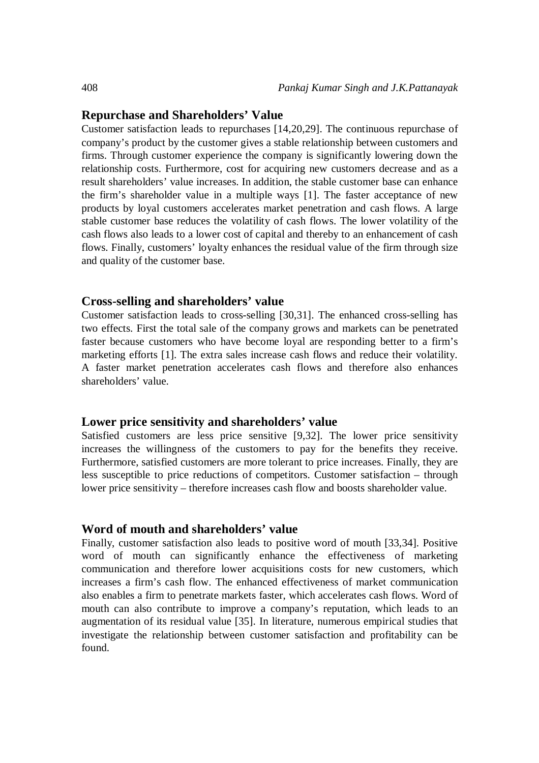## Repurchase and Shareholders' Value

Customer satisfaction leads to repurchases [14,20,29]. The continuous repurchase of company's product by the customer gives a stable relationship between customers and firms. Through customer experience the company is significantly lowering down the relationship costs. Furthermore, cost for acquiring new customers decrease and as a result shareholders' value increases. In addition, the stable customer base can enhance the firm's shareholder value in a multiple ways [1]. The faster acceptance of new products by loyal customers accelerates market penetration and cash flows. A large stable customer base reduces the volatility of cash flows. The lower volatility of the cash flows also leads to a lower cost of capital and thereby to an enhancement of cash flows. Finally, customers' loyalty enhances the residual value of the firm through size and quality of the customer base.

## Cross-selling and shareholders' value

Customer satisfaction leads to cross-selling [30,31]. The enhanced cross-selling has two effects. First the total sale of the company grows and markets can be penetrated faster because customers who have become loyal are responding better to a firm's marketing efforts [1]. The extra sales increase cash flows and reduce their volatility. A faster market penetration accelerates cash flows and therefore also enhances shareholders' value.

## Lower price sensitivity and shareholders' value

Satisfied customers are less price sensitive [9,32]. The lower price sensitivity increases the willingness of the customers to pay for the benefits they receive. Furthermore, satisfied customers are more tolerant to price increases. Finally, they are less susceptible to price reductions of competitors. Customer satisfaction – through lower price sensitivity – therefore increases cash flow and boosts shareholder value.

## Word of mouth and shareholders' value

Finally, customer satisfaction also leads to positive word of mouth [33,34]. Positive word of mouth can significantly enhance the effectiveness of marketing communication and therefore lower acquisitions costs for new customers, which increases a firm's cash flow. The enhanced effectiveness of market communication also enables a firm to penetrate markets faster, which accelerates cash flows. Word of mouth can also contribute to improve a company's reputation, which leads to an augmentation of its residual value [35]. In literature, numerous empirical studies that investigate the relationship between customer satisfaction and profitability can be found.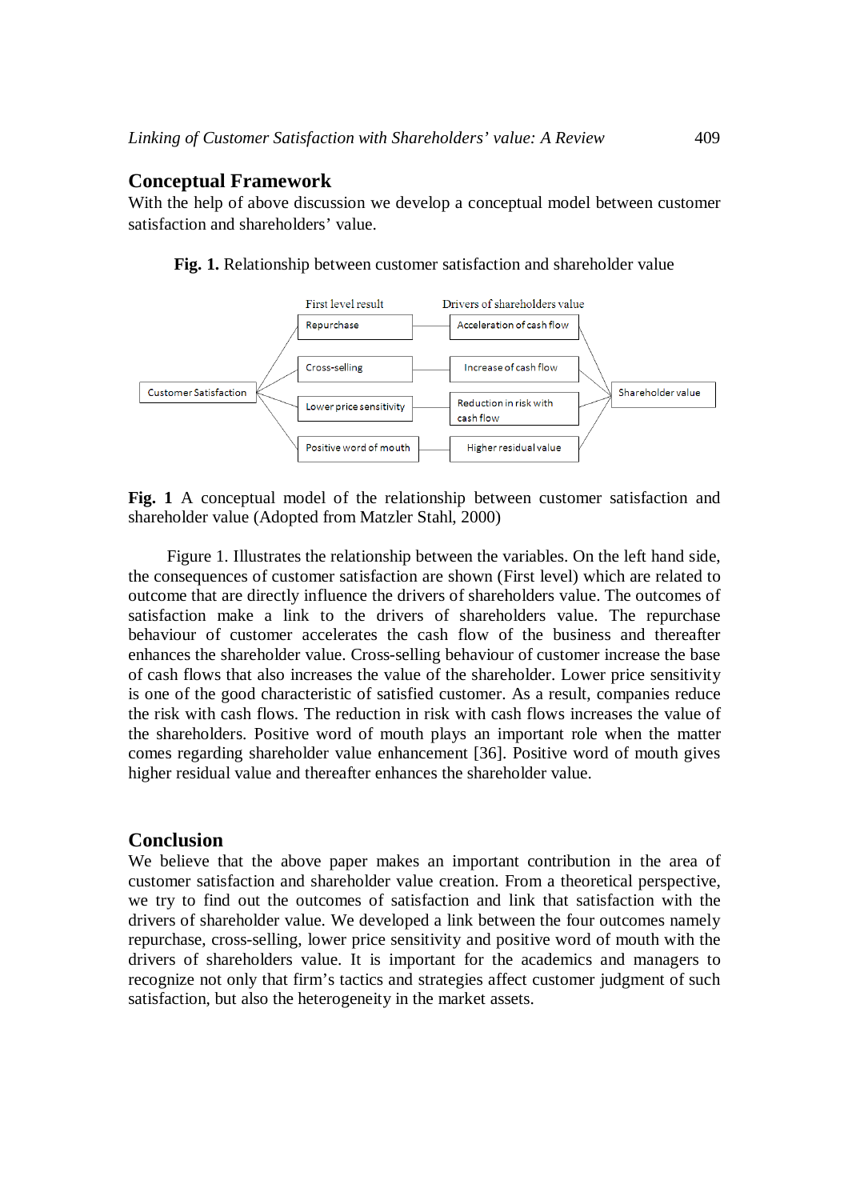## Conceptual Framework

With the help of above discussion we develop a conceptual model between customer satisfaction and shareholders' value.

**Fig. 1.** Relationship between customer satisfaction and shareholder value

First level result | Drivers of shareholders value

Customer Satisfaction → Repurchase → Acceleration of cash flow → Shareholder value

Customer Satisfaction → Cross-selling → Increase of cash flow → Shareholder value

Customer Satisfaction → Lower price sensitivity → Reduction in risk with cash flow → Shareholder value

Customer Satisfaction → Positive word of mouth → Higher residual value → Shareholder value

**Fig. 1** A conceptual model of the relationship between customer satisfaction and shareholder value (Adopted from Matzler Stahl, 2000)

Figure 1. Illustrates the relationship between the variables. On the left hand side, the consequences of customer satisfaction are shown (First level) which are related to outcome that are directly influence the drivers of shareholders value. The outcomes of satisfaction make a link to the drivers of shareholders value. The repurchase behaviour of customer accelerates the cash flow of the business and thereafter enhances the shareholder value. Cross-selling behaviour of customer increase the base of cash flows that also increases the value of the shareholder. Lower price sensitivity is one of the good characteristic of satisfied customer. As a result, companies reduce the risk with cash flows. The reduction in risk with cash flows increases the value of the shareholders. Positive word of mouth plays an important role when the matter comes regarding shareholder value enhancement [36]. Positive word of mouth gives higher residual value and thereafter enhances the shareholder value.

## Conclusion

We believe that the above paper makes an important contribution in the area of customer satisfaction and shareholder value creation. From a theoretical perspective, we try to find out the outcomes of satisfaction and link that satisfaction with the drivers of shareholder value. We developed a link between the four outcomes namely repurchase, cross-selling, lower price sensitivity and positive word of mouth with the drivers of shareholders value. It is important for the academics and managers to recognize not only that firm's tactics and strategies affect customer judgment of such satisfaction, but also the heterogeneity in the market assets.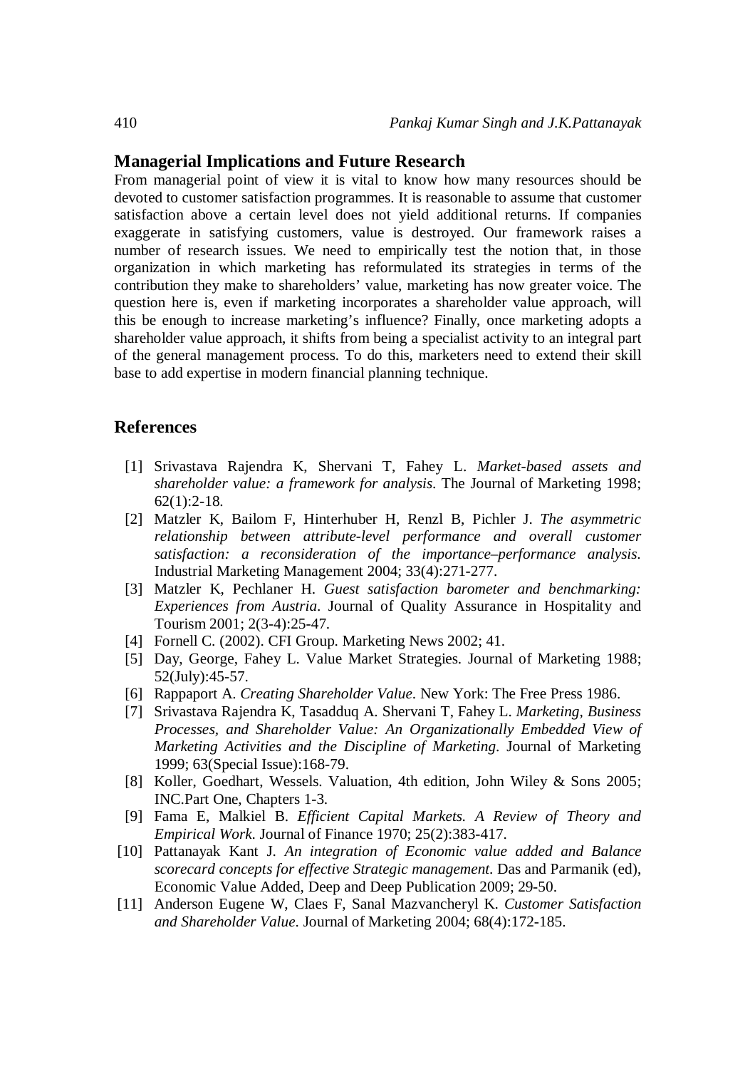## Managerial Implications and Future Research

From managerial point of view it is vital to know how many resources should be devoted to customer satisfaction programmes. It is reasonable to assume that customer satisfaction above a certain level does not yield additional returns. If companies exaggerate in satisfying customers, value is destroyed. Our framework raises a number of research issues. We need to empirically test the notion that, in those organization in which marketing has reformulated its strategies in terms of the contribution they make to shareholders' value, marketing has now greater voice. The question here is, even if marketing incorporates a shareholder value approach, will this be enough to increase marketing's influence? Finally, once marketing adopts a shareholder value approach, it shifts from being a specialist activity to an integral part of the general management process. To do this, marketers need to extend their skill base to add expertise in modern financial planning technique.

## References

[1] Srivastava Rajendra K, Shervani T, Fahey L. *Market-based assets and shareholder value: a framework for analysis*. The Journal of Marketing 1998; 62(1):2-18.

[2] Matzler K, Bailom F, Hinterhuber H, Renzl B, Pichler J. *The asymmetric relationship between attribute-level performance and overall customer satisfaction: a reconsideration of the importance–performance analysis*. Industrial Marketing Management 2004; 33(4):271-277.

[3] Matzler K, Pechlaner H. *Guest satisfaction barometer and benchmarking: Experiences from Austria*. Journal of Quality Assurance in Hospitality and Tourism 2001; 2(3-4):25-47.

[4] Fornell C. (2002). CFI Group. Marketing News 2002; 41.

[5] Day, George, Fahey L. Value Market Strategies. Journal of Marketing 1988; 52(July):45-57.

[6] Rappaport A. *Creating Shareholder Value*. New York: The Free Press 1986.

[7] Srivastava Rajendra K, Tasadduq A. Shervani T, Fahey L. *Marketing, Business Processes, and Shareholder Value: An Organizationally Embedded View of Marketing Activities and the Discipline of Marketing*. Journal of Marketing 1999; 63(Special Issue):168-79.

[8] Koller, Goedhart, Wessels. Valuation, 4th edition, John Wiley & Sons 2005; INC.Part One, Chapters 1-3.

[9] Fama E, Malkiel B. *Efficient Capital Markets. A Review of Theory and Empirical Work*. Journal of Finance 1970; 25(2):383-417.

[10] Pattanayak Kant J. *An integration of Economic value added and Balance scorecard concepts for effective Strategic management*. Das and Parmanik (ed), Economic Value Added, Deep and Deep Publication 2009; 29-50.

[11] Anderson Eugene W, Claes F, Sanal Mazvancheryl K. *Customer Satisfaction and Shareholder Value*. Journal of Marketing 2004; 68(4):172-185.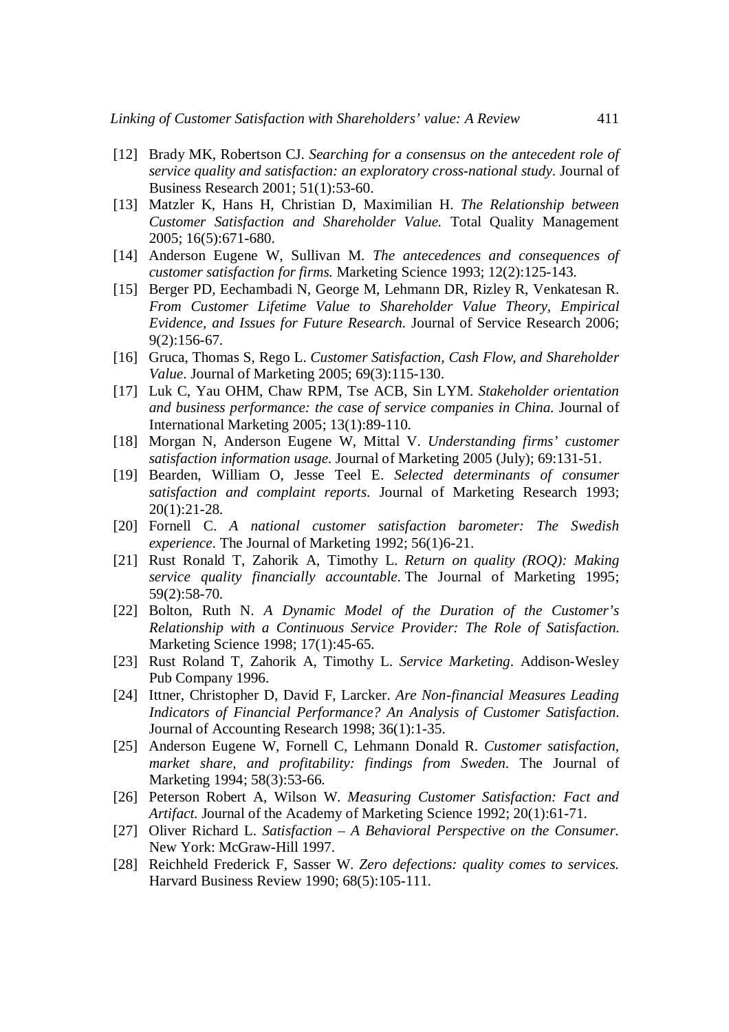[12] Brady MK, Robertson CJ. *Searching for a consensus on the antecedent role of service quality and satisfaction: an exploratory cross-national study*. Journal of Business Research 2001; 51(1):53-60.

[13] Matzler K, Hans H, Christian D, Maximilian H. *The Relationship between Customer Satisfaction and Shareholder Value.* Total Quality Management 2005; 16(5):671-680.

[14] Anderson Eugene W, Sullivan M. *The antecedences and consequences of customer satisfaction for firms.* Marketing Science 1993; 12(2):125-143.

[15] Berger PD, Eechambadi N, George M, Lehmann DR, Rizley R, Venkatesan R. *From Customer Lifetime Value to Shareholder Value Theory, Empirical Evidence, and Issues for Future Research.* Journal of Service Research 2006; 9(2):156-67.

[16] Gruca, Thomas S, Rego L. *Customer Satisfaction, Cash Flow, and Shareholder Value*. Journal of Marketing 2005; 69(3):115-130.

[17] Luk C, Yau OHM, Chaw RPM, Tse ACB, Sin LYM. *Stakeholder orientation and business performance: the case of service companies in China.* Journal of International Marketing 2005; 13(1):89-110.

[18] Morgan N, Anderson Eugene W, Mittal V. *Understanding firms' customer satisfaction information usage.* Journal of Marketing 2005 (July); 69:131-51.

[19] Bearden, William O, Jesse Teel E. *Selected determinants of consumer satisfaction and complaint reports*. Journal of Marketing Research 1993; 20(1):21-28.

[20] Fornell C. *A national customer satisfaction barometer: The Swedish experience.* The Journal of Marketing 1992; 56(1)6-21.

[21] Rust Ronald T, Zahorik A, Timothy L. *Return on quality (ROQ): Making service quality financially accountable.* The Journal of Marketing 1995; 59(2):58-70.

[22] Bolton, Ruth N. *A Dynamic Model of the Duration of the Customer's Relationship with a Continuous Service Provider: The Role of Satisfaction.* Marketing Science 1998; 17(1):45-65.

[23] Rust Roland T, Zahorik A, Timothy L. *Service Marketing*. Addison-Wesley Pub Company 1996.

[24] Ittner, Christopher D, David F, Larcker. *Are Non-financial Measures Leading Indicators of Financial Performance? An Analysis of Customer Satisfaction*. Journal of Accounting Research 1998; 36(1):1-35.

[25] Anderson Eugene W, Fornell C, Lehmann Donald R. *Customer satisfaction, market share, and profitability: findings from Sweden*. The Journal of Marketing 1994; 58(3):53-66.

[26] Peterson Robert A, Wilson W. *Measuring Customer Satisfaction: Fact and Artifact.* Journal of the Academy of Marketing Science 1992; 20(1):61-71.

[27] Oliver Richard L. *Satisfaction – A Behavioral Perspective on the Consumer.* New York: McGraw-Hill 1997.

[28] Reichheld Frederick F, Sasser W. *Zero defections: quality comes to services.* Harvard Business Review 1990; 68(5):105-111.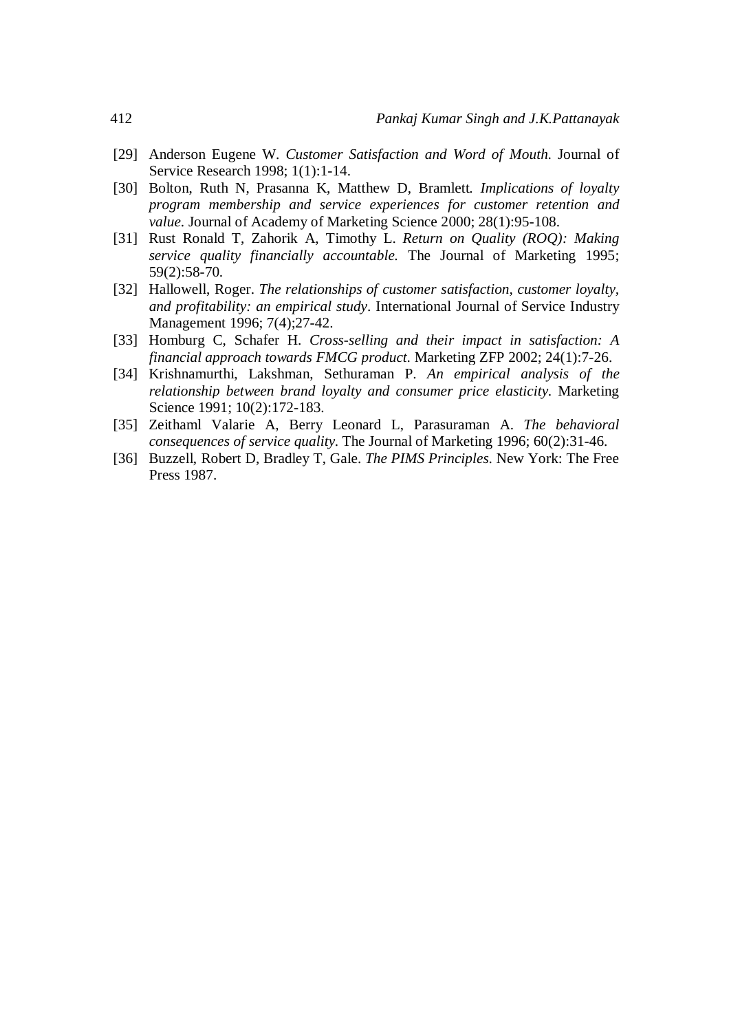[29] Anderson Eugene W. *Customer Satisfaction and Word of Mouth*. Journal of Service Research 1998; 1(1):1-14.

[30] Bolton, Ruth N, Prasanna K, Matthew D, Bramlett. *Implications of loyalty program membership and service experiences for customer retention and value*. Journal of Academy of Marketing Science 2000; 28(1):95-108.

[31] Rust Ronald T, Zahorik A, Timothy L. *Return on Quality (ROQ): Making service quality financially accountable.* The Journal of Marketing 1995; 59(2):58-70.

[32] Hallowell, Roger. *The relationships of customer satisfaction, customer loyalty, and profitability: an empirical study*. International Journal of Service Industry Management 1996; 7(4);27-42.

[33] Homburg C, Schafer H. *Cross-selling and their impact in satisfaction: A financial approach towards FMCG product*. Marketing ZFP 2002; 24(1):7-26.

[34] Krishnamurthi, Lakshman, Sethuraman P. *An empirical analysis of the relationship between brand loyalty and consumer price elasticity*. Marketing Science 1991; 10(2):172-183.

[35] Zeithaml Valarie A, Berry Leonard L, Parasuraman A. *The behavioral consequences of service quality*. The Journal of Marketing 1996; 60(2):31-46.

[36] Buzzell, Robert D, Bradley T, Gale. *The PIMS Principles*. New York: The Free Press 1987.